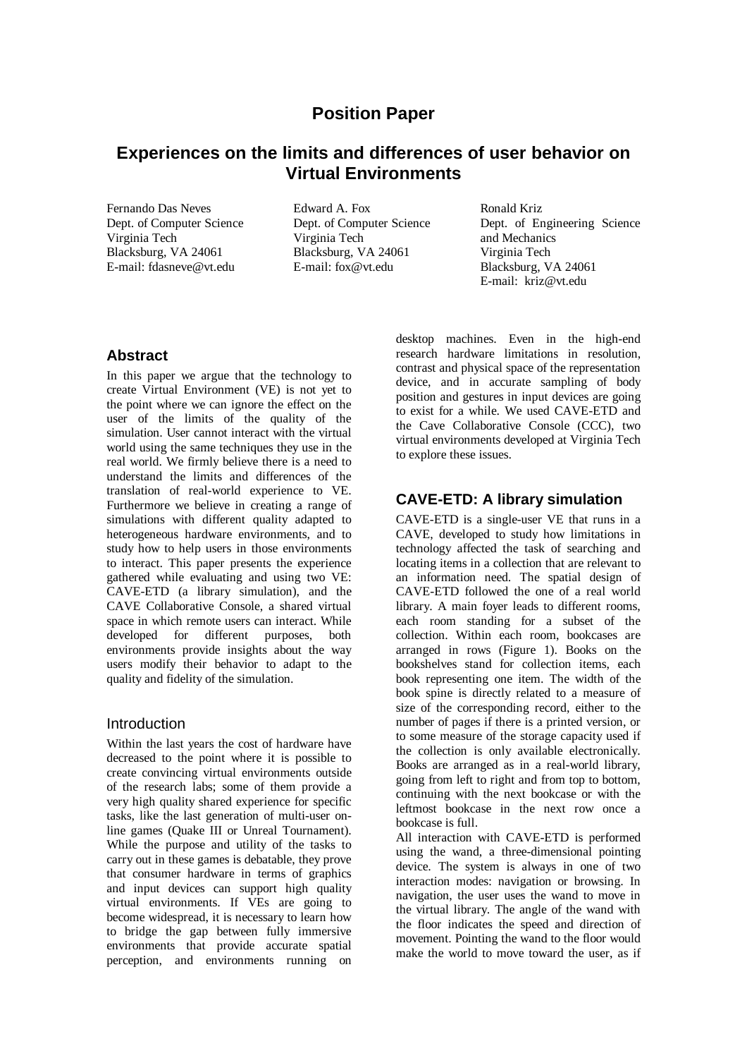# Position Paper

## Experiences on the limits and differences of user behavior on Virtual Environments

Fernando Das Neves
Dept. of Computer Science
Virginia Tech
Blacksburg, VA 24061
E-mail: fdasneve@vt.edu

Edward A. Fox
Dept. of Computer Science
Virginia Tech
Blacksburg, VA 24061
E-mail: fox@vt.edu

Ronald Kriz
Dept. of Engineering Science and Mechanics
Virginia Tech
Blacksburg, VA 24061
E-mail: kriz@vt.edu

### Abstract

In this paper we argue that the technology to create Virtual Environment (VE) is not yet to the point where we can ignore the effect on the user of the limits of the quality of the simulation. User cannot interact with the virtual world using the same techniques they use in the real world. We firmly believe there is a need to understand the limits and differences of the translation of real-world experience to VE. Furthermore we believe in creating a range of simulations with different quality adapted to heterogeneous hardware environments, and to study how to help users in those environments to interact. This paper presents the experience gathered while evaluating and using two VE: CAVE-ETD (a library simulation), and the CAVE Collaborative Console, a shared virtual space in which remote users can interact. While developed for different purposes, both environments provide insights about the way users modify their behavior to adapt to the quality and fidelity of the simulation.

### Introduction

Within the last years the cost of hardware have decreased to the point where it is possible to create convincing virtual environments outside of the research labs; some of them provide a very high quality shared experience for specific tasks, like the last generation of multi-user on-line games (Quake III or Unreal Tournament). While the purpose and utility of the tasks to carry out in these games is debatable, they prove that consumer hardware in terms of graphics and input devices can support high quality virtual environments. If VEs are going to become widespread, it is necessary to learn how to bridge the gap between fully immersive environments that provide accurate spatial perception, and environments running on desktop machines. Even in the high-end research hardware limitations in resolution, contrast and physical space of the representation device, and in accurate sampling of body position and gestures in input devices are going to exist for a while. We used CAVE-ETD and the Cave Collaborative Console (CCC), two virtual environments developed at Virginia Tech to explore these issues.

### CAVE-ETD: A library simulation

CAVE-ETD is a single-user VE that runs in a CAVE, developed to study how limitations in technology affected the task of searching and locating items in a collection that are relevant to an information need. The spatial design of CAVE-ETD followed the one of a real world library. A main foyer leads to different rooms, each room standing for a subset of the collection. Within each room, bookcases are arranged in rows (Figure 1). Books on the bookshelves stand for collection items, each book representing one item. The width of the book spine is directly related to a measure of size of the corresponding record, either to the number of pages if there is a printed version, or to some measure of the storage capacity used if the collection is only available electronically. Books are arranged as in a real-world library, going from left to right and from top to bottom, continuing with the next bookcase or with the leftmost bookcase in the next row once a bookcase is full.

All interaction with CAVE-ETD is performed using the wand, a three-dimensional pointing device. The system is always in one of two interaction modes: navigation or browsing. In navigation, the user uses the wand to move in the virtual library. The angle of the wand with the floor indicates the speed and direction of movement. Pointing the wand to the floor would make the world to move toward the user, as if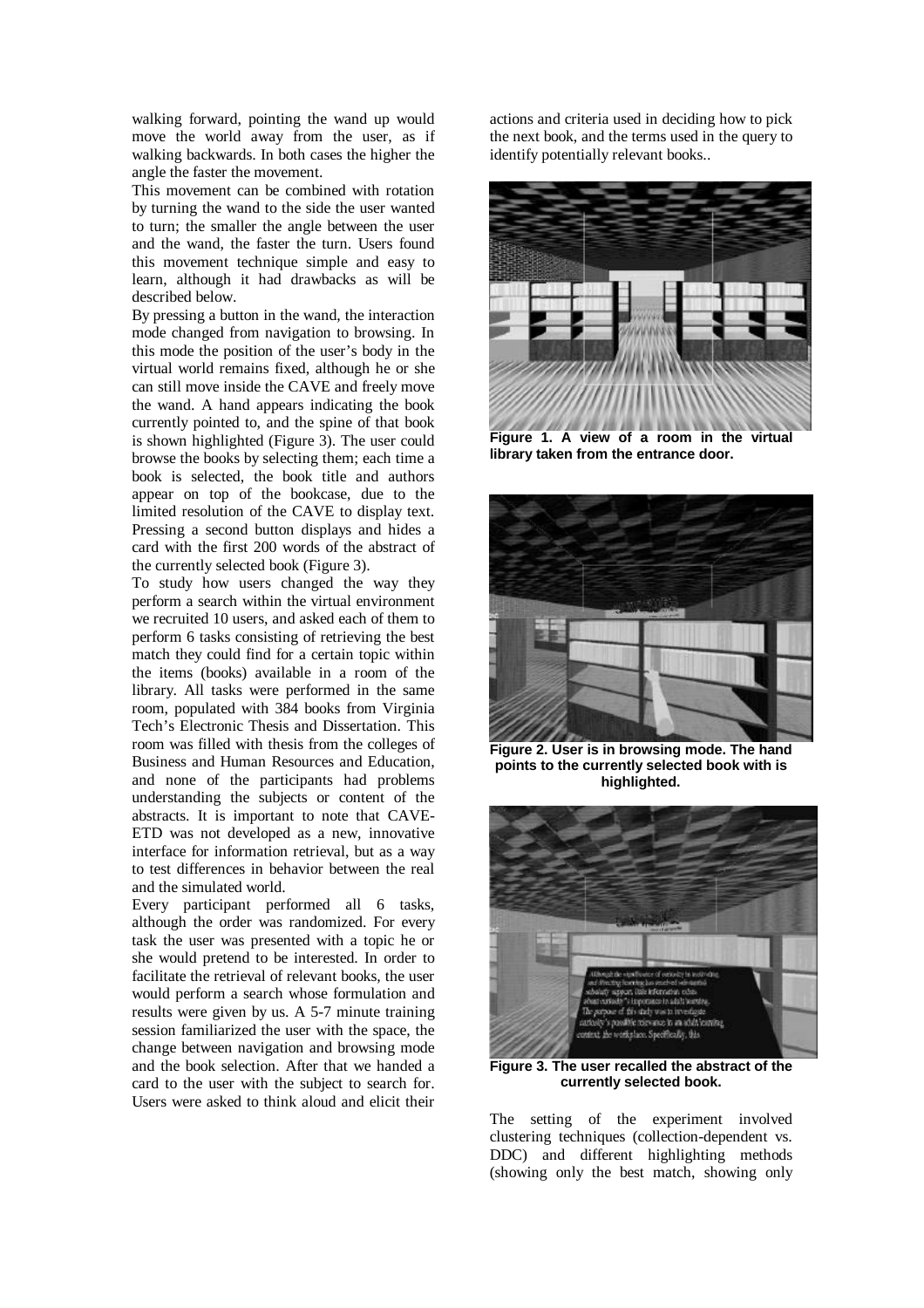walking forward, pointing the wand up would move the world away from the user, as if walking backwards. In both cases the higher the angle the faster the movement.

This movement can be combined with rotation by turning the wand to the side the user wanted to turn; the smaller the angle between the user and the wand, the faster the turn. Users found this movement technique simple and easy to learn, although it had drawbacks as will be described below.

By pressing a button in the wand, the interaction mode changed from navigation to browsing. In this mode the position of the user's body in the virtual world remains fixed, although he or she can still move inside the CAVE and freely move the wand. A hand appears indicating the book currently pointed to, and the spine of that book is shown highlighted (Figure 3). The user could browse the books by selecting them; each time a book is selected, the book title and authors appear on top of the bookcase, due to the limited resolution of the CAVE to display text. Pressing a second button displays and hides a card with the first 200 words of the abstract of the currently selected book (Figure 3).

To study how users changed the way they perform a search within the virtual environment we recruited 10 users, and asked each of them to perform 6 tasks consisting of retrieving the best match they could find for a certain topic within the items (books) available in a room of the library. All tasks were performed in the same room, populated with 384 books from Virginia Tech's Electronic Thesis and Dissertation. This room was filled with thesis from the colleges of Business and Human Resources and Education, and none of the participants had problems understanding the subjects or content of the abstracts. It is important to note that CAVE-ETD was not developed as a new, innovative interface for information retrieval, but as a way to test differences in behavior between the real and the simulated world.

Every participant performed all 6 tasks, although the order was randomized. For every task the user was presented with a topic he or she would pretend to be interested. In order to facilitate the retrieval of relevant books, the user would perform a search whose formulation and results were given by us. A 5-7 minute training session familiarized the user with the space, the change between navigation and browsing mode and the book selection. After that we handed a card to the user with the subject to search for. Users were asked to think aloud and elicit their actions and criteria used in deciding how to pick the next book, and the terms used in the query to identify potentially relevant books..

**Figure 1. A view of a room in the virtual library taken from the entrance door.**

**Figure 2. User is in browsing mode. The hand points to the currently selected book with is highlighted.**

**Figure 3. The user recalled the abstract of the currently selected book.**

The setting of the experiment involved clustering techniques (collection-dependent vs. DDC) and different highlighting methods (showing only the best match, showing only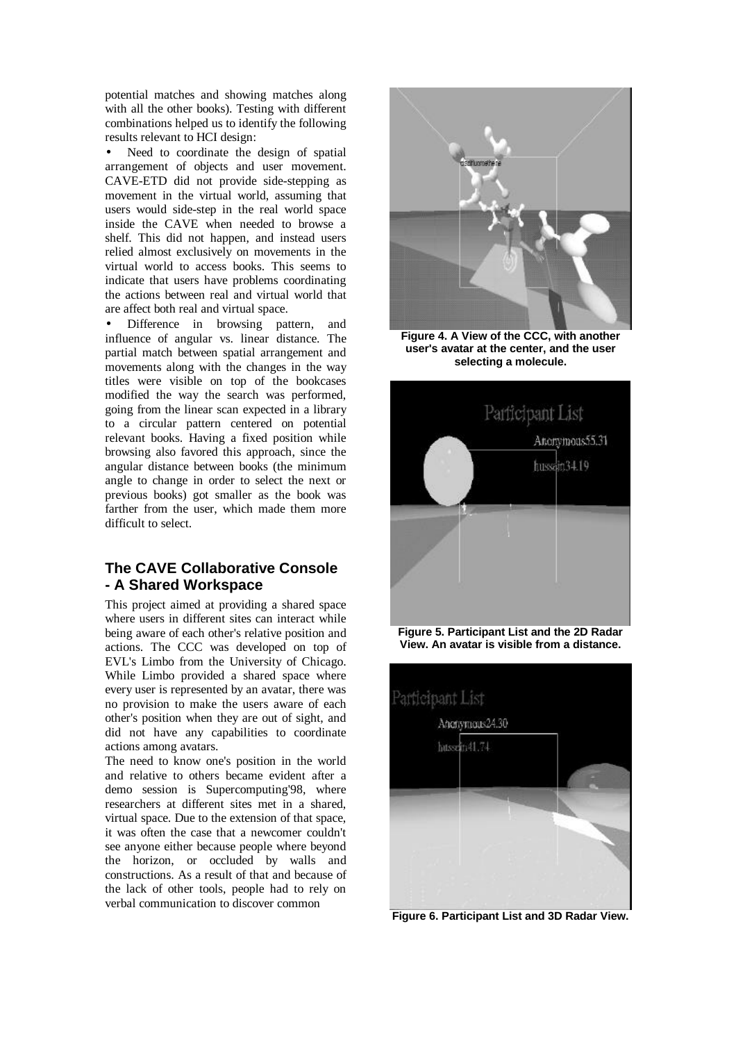potential matches and showing matches along with all the other books). Testing with different combinations helped us to identify the following results relevant to HCI design:

- Need to coordinate the design of spatial arrangement of objects and user movement. CAVE-ETD did not provide side-stepping as movement in the virtual world, assuming that users would side-step in the real world space inside the CAVE when needed to browse a shelf. This did not happen, and instead users relied almost exclusively on movements in the virtual world to access books. This seems to indicate that users have problems coordinating the actions between real and virtual world that are affect both real and virtual space.
- Difference in browsing pattern, and influence of angular vs. linear distance. The partial match between spatial arrangement and movements along with the changes in the way titles were visible on top of the bookcases modified the way the search was performed, going from the linear scan expected in a library to a circular pattern centered on potential relevant books. Having a fixed position while browsing also favored this approach, since the angular distance between books (the minimum angle to change in order to select the next or previous books) got smaller as the book was farther from the user, which made them more difficult to select.

## The CAVE Collaborative Console - A Shared Workspace

This project aimed at providing a shared space where users in different sites can interact while being aware of each other's relative position and actions. The CCC was developed on top of EVL's Limbo from the University of Chicago. While Limbo provided a shared space where every user is represented by an avatar, there was no provision to make the users aware of each other's position when they are out of sight, and did not have any capabilities to coordinate actions among avatars.

The need to know one's position in the world and relative to others became evident after a demo session is Supercomputing'98, where researchers at different sites met in a shared, virtual space. Due to the extension of that space, it was often the case that a newcomer couldn't see anyone either because people where beyond the horizon, or occluded by walls and constructions. As a result of that and because of the lack of other tools, people had to rely on verbal communication to discover common

**Figure 4. A View of the CCC, with another user's avatar at the center, and the user selecting a molecule.**

**Figure 5. Participant List and the 2D Radar View. An avatar is visible from a distance.**

**Figure 6. Participant List and 3D Radar View.**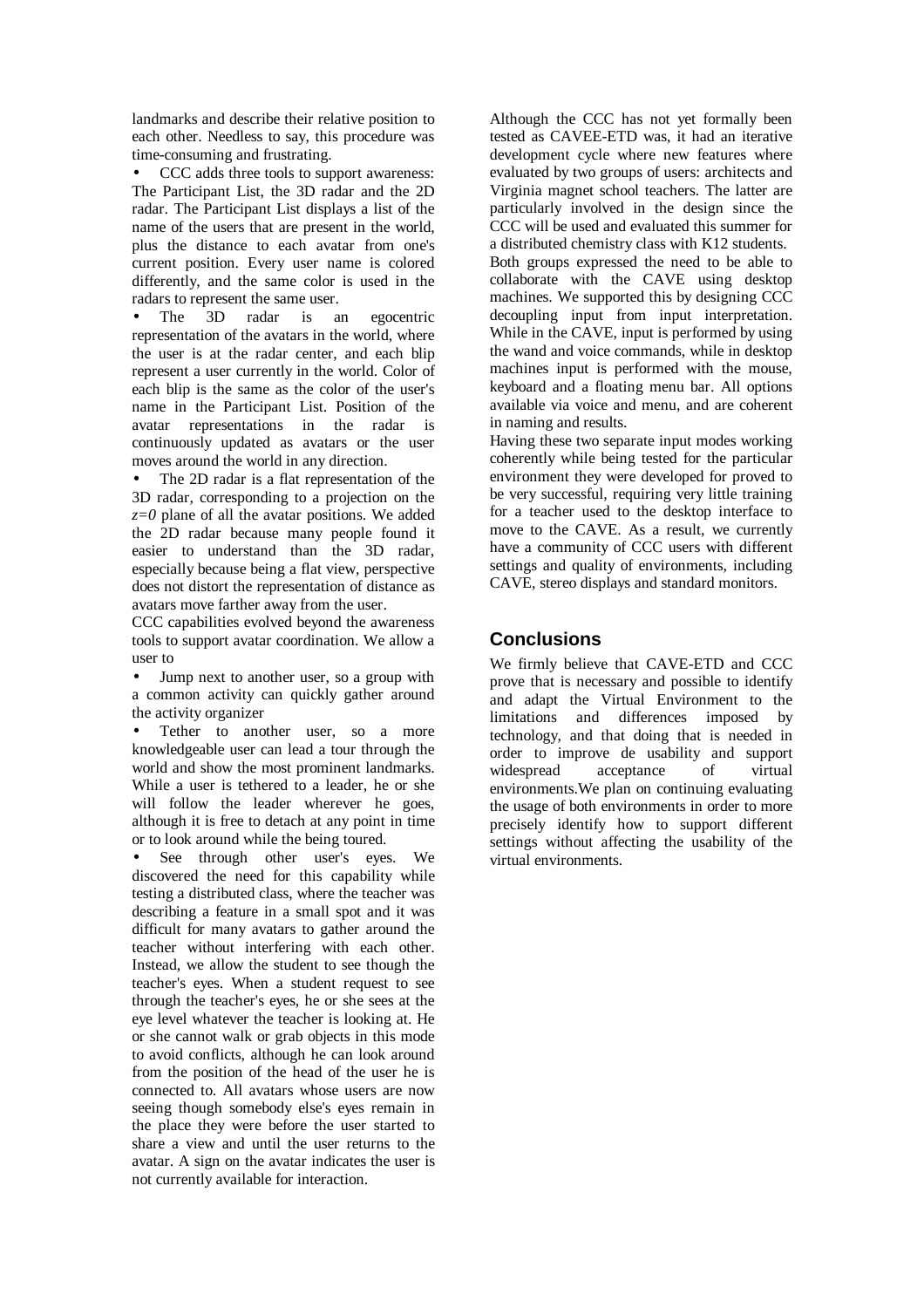landmarks and describe their relative position to each other. Needless to say, this procedure was time-consuming and frustrating.

- CCC adds three tools to support awareness: The Participant List, the 3D radar and the 2D radar. The Participant List displays a list of the name of the users that are present in the world, plus the distance to each avatar from one's current position. Every user name is colored differently, and the same color is used in the radars to represent the same user.
- The 3D radar is an egocentric representation of the avatars in the world, where the user is at the radar center, and each blip represent a user currently in the world. Color of each blip is the same as the color of the user's name in the Participant List. Position of the avatar representations in the radar is continuously updated as avatars or the user moves around the world in any direction.
- The 2D radar is a flat representation of the 3D radar, corresponding to a projection on the $z=0$ plane of all the avatar positions. We added the 2D radar because many people found it easier to understand than the 3D radar, especially because being a flat view, perspective does not distort the representation of distance as avatars move farther away from the user.

CCC capabilities evolved beyond the awareness tools to support avatar coordination. We allow a user to

- Jump next to another user, so a group with a common activity can quickly gather around the activity organizer
- Tether to another user, so a more knowledgeable user can lead a tour through the world and show the most prominent landmarks. While a user is tethered to a leader, he or she will follow the leader wherever he goes, although it is free to detach at any point in time or to look around while the being toured.
- See through other user's eyes. We discovered the need for this capability while testing a distributed class, where the teacher was describing a feature in a small spot and it was difficult for many avatars to gather around the teacher without interfering with each other. Instead, we allow the student to see though the teacher's eyes. When a student request to see through the teacher's eyes, he or she sees at the eye level whatever the teacher is looking at. He or she cannot walk or grab objects in this mode to avoid conflicts, although he can look around from the position of the head of the user he is connected to. All avatars whose users are now seeing though somebody else's eyes remain in the place they were before the user started to share a view and until the user returns to the avatar. A sign on the avatar indicates the user is not currently available for interaction.

Although the CCC has not yet formally been tested as CAVEE-ETD was, it had an iterative development cycle where new features where evaluated by two groups of users: architects and Virginia magnet school teachers. The latter are particularly involved in the design since the CCC will be used and evaluated this summer for a distributed chemistry class with K12 students.

Both groups expressed the need to be able to collaborate with the CAVE using desktop machines. We supported this by designing CCC decoupling input from input interpretation. While in the CAVE, input is performed by using the wand and voice commands, while in desktop machines input is performed with the mouse, keyboard and a floating menu bar. All options available via voice and menu, and are coherent in naming and results.

Having these two separate input modes working coherently while being tested for the particular environment they were developed for proved to be very successful, requiring very little training for a teacher used to the desktop interface to move to the CAVE. As a result, we currently have a community of CCC users with different settings and quality of environments, including CAVE, stereo displays and standard monitors.

## Conclusions

We firmly believe that CAVE-ETD and CCC prove that is necessary and possible to identify and adapt the Virtual Environment to the limitations and differences imposed by technology, and that doing that is needed in order to improve de usability and support widespread acceptance of virtual environments.We plan on continuing evaluating the usage of both environments in order to more precisely identify how to support different settings without affecting the usability of the virtual environments.